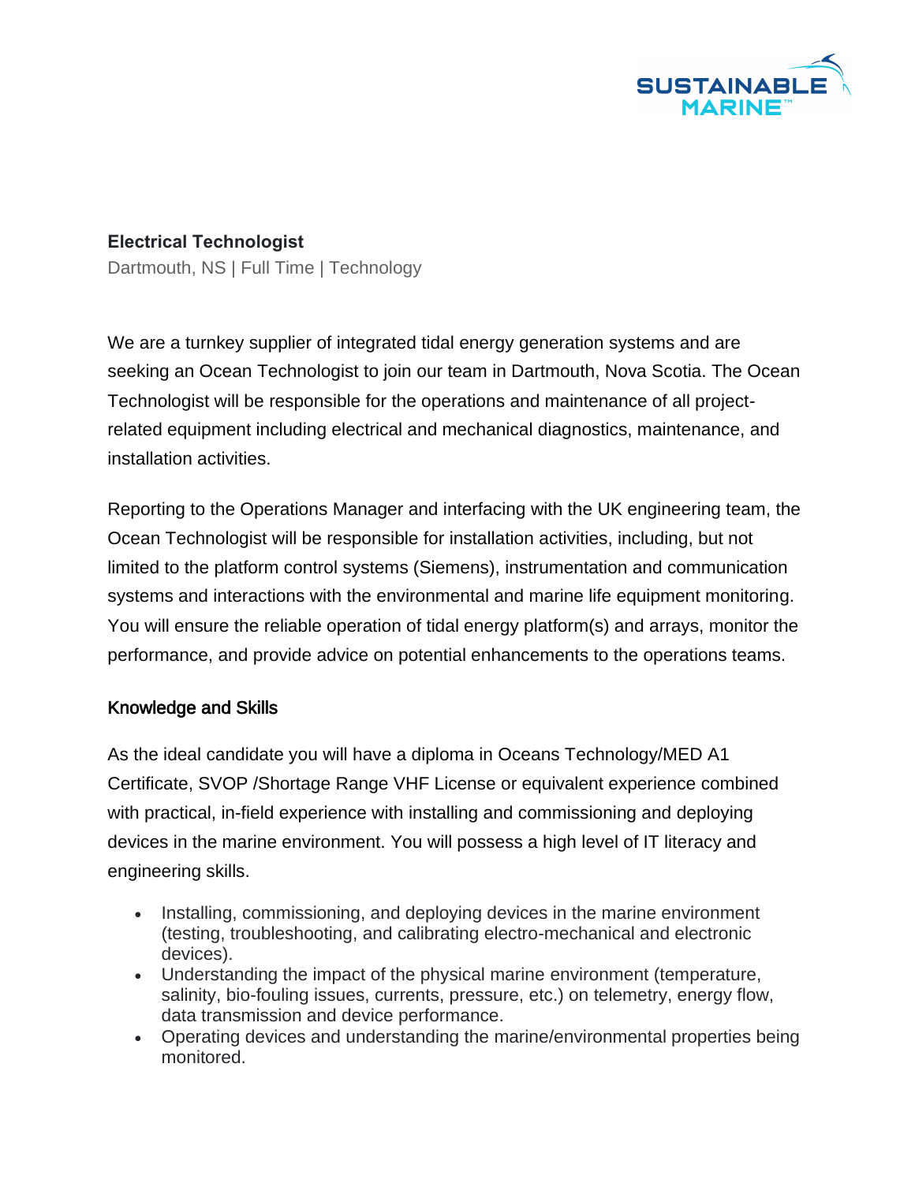**Electrical Technologist**

Dartmouth, NS | Full Time | Technology

We are a turnkey supplier of integrated tidal energy generation systems and are seeking an Ocean Technologist to join our team in Dartmouth, Nova Scotia. The Ocean Technologist will be responsible for the operations and maintenance of all project-related equipment including electrical and mechanical diagnostics, maintenance, and installation activities.

Reporting to the Operations Manager and interfacing with the UK engineering team, the Ocean Technologist will be responsible for installation activities, including, but not limited to the platform control systems (Siemens), instrumentation and communication systems and interactions with the environmental and marine life equipment monitoring. You will ensure the reliable operation of tidal energy platform(s) and arrays, monitor the performance, and provide advice on potential enhancements to the operations teams.

## Knowledge and Skills

As the ideal candidate you will have a diploma in Oceans Technology/MED A1 Certificate, SVOP /Shortage Range VHF License or equivalent experience combined with practical, in-field experience with installing and commissioning and deploying devices in the marine environment. You will possess a high level of IT literacy and engineering skills.

- Installing, commissioning, and deploying devices in the marine environment (testing, troubleshooting, and calibrating electro-mechanical and electronic devices).
- Understanding the impact of the physical marine environment (temperature, salinity, bio-fouling issues, currents, pressure, etc.) on telemetry, energy flow, data transmission and device performance.
- Operating devices and understanding the marine/environmental properties being monitored.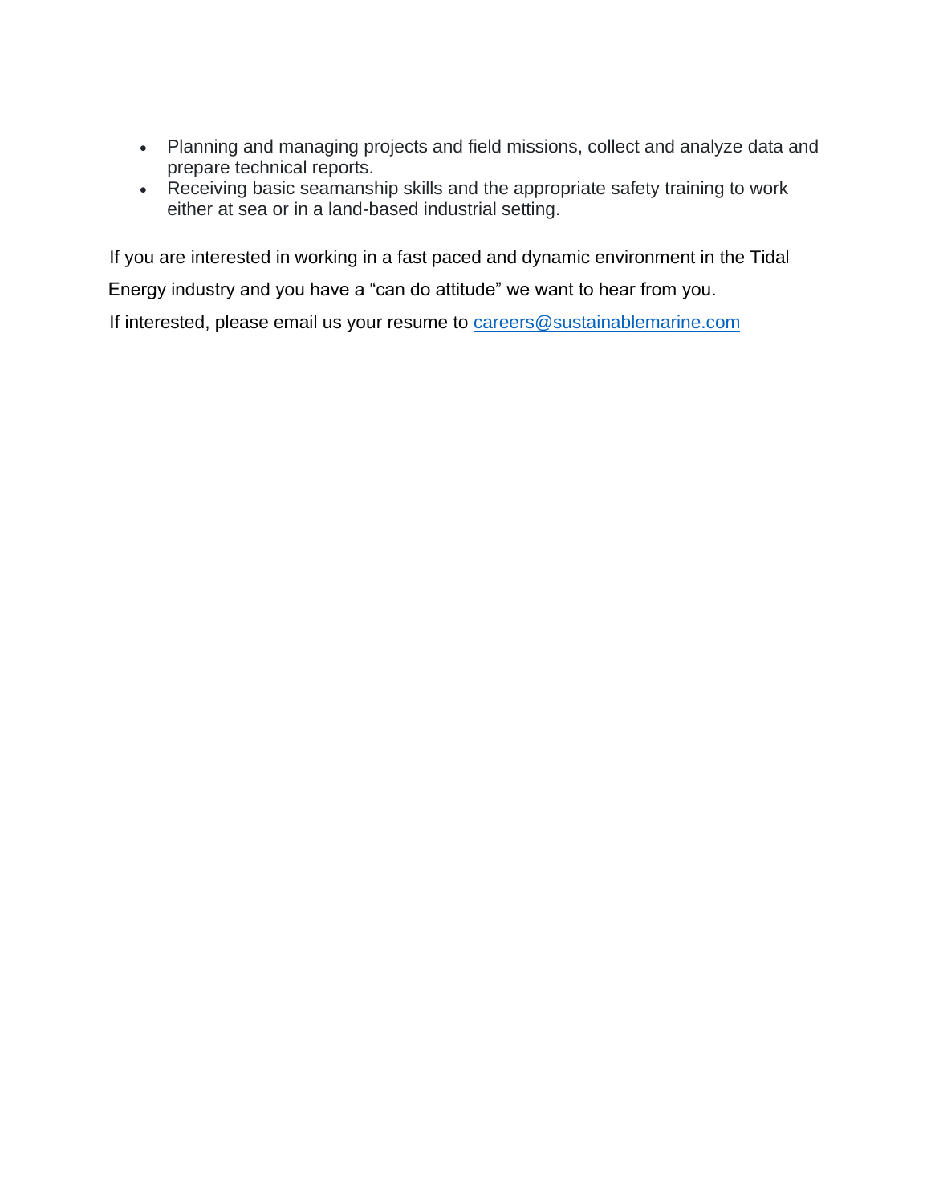- Planning and managing projects and field missions, collect and analyze data and prepare technical reports.
- Receiving basic seamanship skills and the appropriate safety training to work either at sea or in a land-based industrial setting.

If you are interested in working in a fast paced and dynamic environment in the Tidal Energy industry and you have a "can do attitude" we want to hear from you.

If interested, please email us your resume to careers@sustainablemarine.com